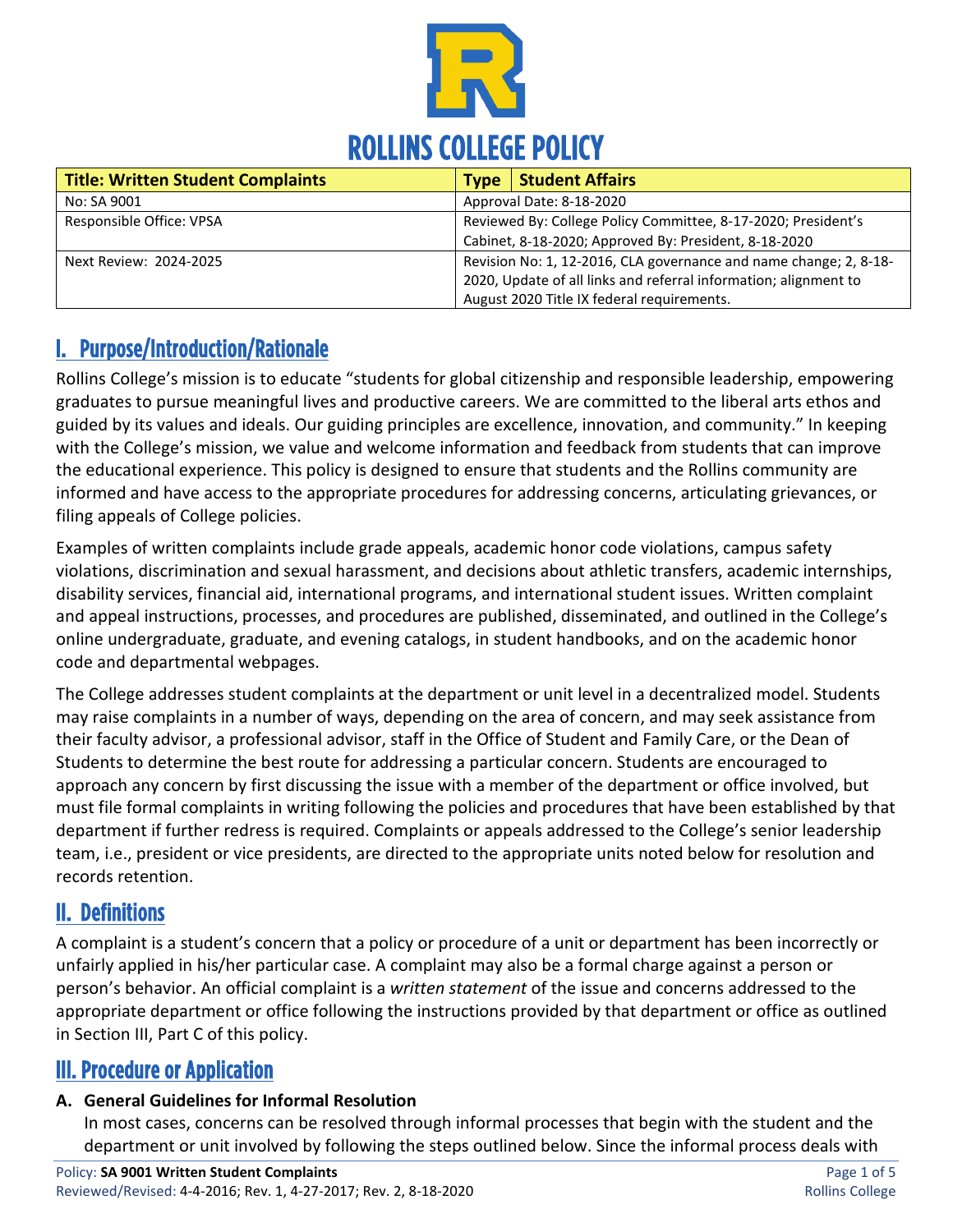# ROLLINS COLLEGE POLICY

| Title: Written Student Complaints | Type | Student Affairs |
|---|---|---|
| No: SA 9001 | Approval Date: 8-18-2020 | |
| Responsible Office: VPSA | Reviewed By: College Policy Committee, 8-17-2020; President's Cabinet, 8-18-2020; Approved By: President, 8-18-2020 | |
| Next Review: 2024-2025 | Revision No: 1, 12-2016, CLA governance and name change; 2, 8-18-2020, Update of all links and referral information; alignment to August 2020 Title IX federal requirements. | |

## I. Purpose/Introduction/Rationale

Rollins College's mission is to educate "students for global citizenship and responsible leadership, empowering graduates to pursue meaningful lives and productive careers. We are committed to the liberal arts ethos and guided by its values and ideals. Our guiding principles are excellence, innovation, and community." In keeping with the College's mission, we value and welcome information and feedback from students that can improve the educational experience. This policy is designed to ensure that students and the Rollins community are informed and have access to the appropriate procedures for addressing concerns, articulating grievances, or filing appeals of College policies.

Examples of written complaints include grade appeals, academic honor code violations, campus safety violations, discrimination and sexual harassment, and decisions about athletic transfers, academic internships, disability services, financial aid, international programs, and international student issues. Written complaint and appeal instructions, processes, and procedures are published, disseminated, and outlined in the College's online undergraduate, graduate, and evening catalogs, in student handbooks, and on the academic honor code and departmental webpages.

The College addresses student complaints at the department or unit level in a decentralized model. Students may raise complaints in a number of ways, depending on the area of concern, and may seek assistance from their faculty advisor, a professional advisor, staff in the Office of Student and Family Care, or the Dean of Students to determine the best route for addressing a particular concern. Students are encouraged to approach any concern by first discussing the issue with a member of the department or office involved, but must file formal complaints in writing following the policies and procedures that have been established by that department if further redress is required. Complaints or appeals addressed to the College's senior leadership team, i.e., president or vice presidents, are directed to the appropriate units noted below for resolution and records retention.

## II. Definitions

A complaint is a student's concern that a policy or procedure of a unit or department has been incorrectly or unfairly applied in his/her particular case. A complaint may also be a formal charge against a person or person's behavior. An official complaint is a *written statement* of the issue and concerns addressed to the appropriate department or office following the instructions provided by that department or office as outlined in Section III, Part C of this policy.

## III. Procedure or Application

### A. General Guidelines for Informal Resolution

In most cases, concerns can be resolved through informal processes that begin with the student and the department or unit involved by following the steps outlined below. Since the informal process deals with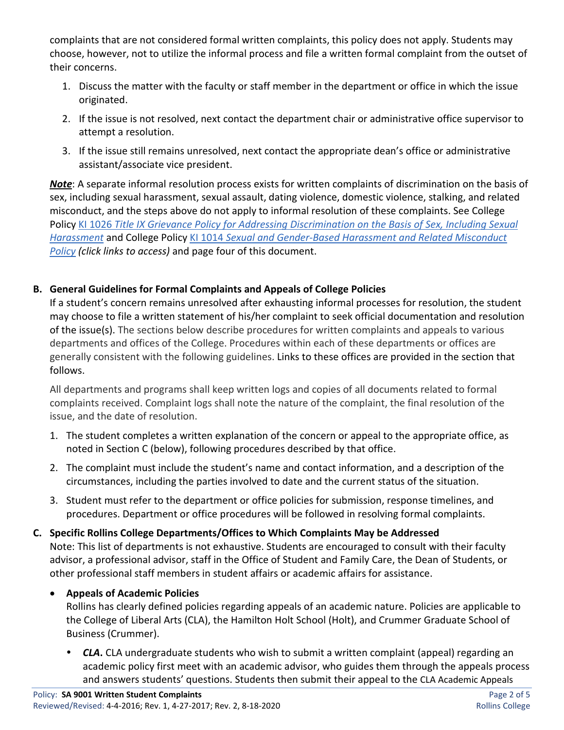complaints that are not considered formal written complaints, this policy does not apply. Students may choose, however, not to utilize the informal process and file a written formal complaint from the outset of their concerns.

1. Discuss the matter with the faculty or staff member in the department or office in which the issue originated.
2. If the issue is not resolved, next contact the department chair or administrative office supervisor to attempt a resolution.
3. If the issue still remains unresolved, next contact the appropriate dean's office or administrative assistant/associate vice president.

***Note***: A separate informal resolution process exists for written complaints of discrimination on the basis of sex, including sexual harassment, sexual assault, dating violence, domestic violence, stalking, and related misconduct, and the steps above do not apply to informal resolution of these complaints. See College Policy KI 1026 *Title IX Grievance Policy for Addressing Discrimination on the Basis of Sex, Including Sexual Harassment* and College Policy KI 1014 *Sexual and Gender-Based Harassment and Related Misconduct Policy* ***(click links to access)*** and page four of this document.

**B. General Guidelines for Formal Complaints and Appeals of College Policies**

If a student's concern remains unresolved after exhausting informal processes for resolution, the student may choose to file a written statement of his/her complaint to seek official documentation and resolution of the issue(s). The sections below describe procedures for written complaints and appeals to various departments and offices of the College. Procedures within each of these departments or offices are generally consistent with the following guidelines. Links to these offices are provided in the section that follows.

All departments and programs shall keep written logs and copies of all documents related to formal complaints received. Complaint logs shall note the nature of the complaint, the final resolution of the issue, and the date of resolution.

1. The student completes a written explanation of the concern or appeal to the appropriate office, as noted in Section C (below), following procedures described by that office.
2. The complaint must include the student's name and contact information, and a description of the circumstances, including the parties involved to date and the current status of the situation.
3. Student must refer to the department or office policies for submission, response timelines, and procedures. Department or office procedures will be followed in resolving formal complaints.

**C. Specific Rollins College Departments/Offices to Which Complaints May be Addressed**

Note: This list of departments is not exhaustive. Students are encouraged to consult with their faculty advisor, a professional advisor, staff in the Office of Student and Family Care, the Dean of Students, or other professional staff members in student affairs or academic affairs for assistance.

- **Appeals of Academic Policies**

  Rollins has clearly defined policies regarding appeals of an academic nature. Policies are applicable to the College of Liberal Arts (CLA), the Hamilton Holt School (Holt), and Crummer Graduate School of Business (Crummer).

  - ***CLA***. CLA undergraduate students who wish to submit a written complaint (appeal) regarding an academic policy first meet with an academic advisor, who guides them through the appeals process and answers students' questions. Students then submit their appeal to the CLA Academic Appeals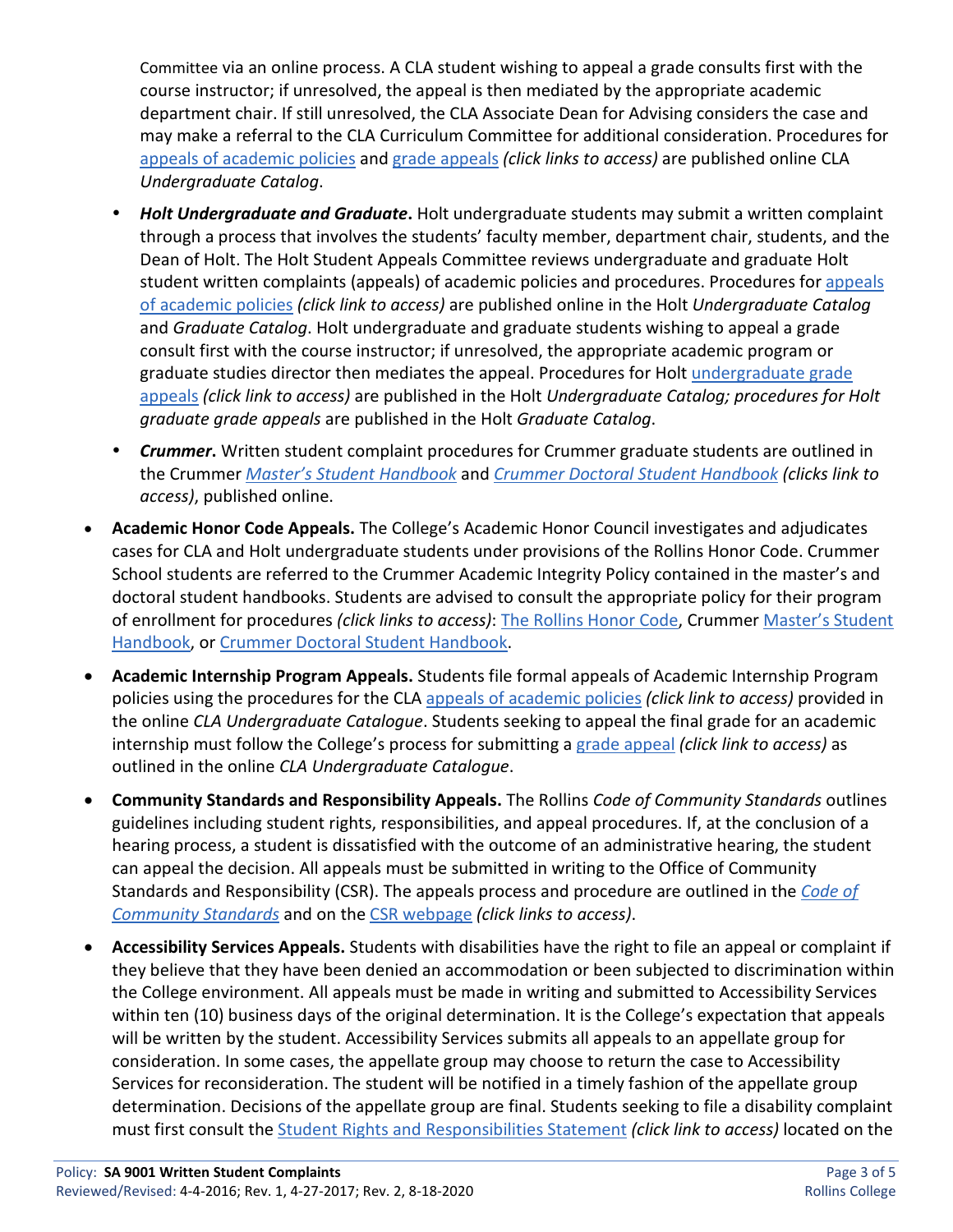Committee via an online process. A CLA student wishing to appeal a grade consults first with the course instructor; if unresolved, the appeal is then mediated by the appropriate academic department chair. If still unresolved, the CLA Associate Dean for Advising considers the case and may make a referral to the CLA Curriculum Committee for additional consideration. Procedures for appeals of academic policies and grade appeals *(click links to access)* are published online CLA *Undergraduate Catalog*.

- ***Holt Undergraduate and Graduate***. Holt undergraduate students may submit a written complaint through a process that involves the students' faculty member, department chair, students, and the Dean of Holt. The Holt Student Appeals Committee reviews undergraduate and graduate Holt student written complaints (appeals) of academic policies and procedures. Procedures for appeals of academic policies *(click link to access)* are published online in the Holt *Undergraduate Catalog* and *Graduate Catalog*. Holt undergraduate and graduate students wishing to appeal a grade consult first with the course instructor; if unresolved, the appropriate academic program or graduate studies director then mediates the appeal. Procedures for Holt undergraduate grade appeals *(click link to access)* are published in the Holt *Undergraduate Catalog; procedures for Holt graduate grade appeals* are published in the Holt *Graduate Catalog*.
- ***Crummer***. Written student complaint procedures for Crummer graduate students are outlined in the Crummer *Master's Student Handbook* and *Crummer Doctoral Student Handbook* *(clicks link to access)*, published online.

- **Academic Honor Code Appeals.** The College's Academic Honor Council investigates and adjudicates cases for CLA and Holt undergraduate students under provisions of the Rollins Honor Code. Crummer School students are referred to the Crummer Academic Integrity Policy contained in the master's and doctoral student handbooks. Students are advised to consult the appropriate policy for their program of enrollment for procedures *(click links to access)*: The Rollins Honor Code, Crummer Master's Student Handbook, or Crummer Doctoral Student Handbook.
- **Academic Internship Program Appeals.** Students file formal appeals of Academic Internship Program policies using the procedures for the CLA appeals of academic policies *(click link to access)* provided in the online *CLA Undergraduate Catalogue*. Students seeking to appeal the final grade for an academic internship must follow the College's process for submitting a grade appeal *(click link to access)* as outlined in the online *CLA Undergraduate Catalogue*.
- **Community Standards and Responsibility Appeals.** The Rollins *Code of Community Standards* outlines guidelines including student rights, responsibilities, and appeal procedures. If, at the conclusion of a hearing process, a student is dissatisfied with the outcome of an administrative hearing, the student can appeal the decision. All appeals must be submitted in writing to the Office of Community Standards and Responsibility (CSR). The appeals process and procedure are outlined in the *Code of Community Standards* and on the CSR webpage *(click links to access)*.
- **Accessibility Services Appeals.** Students with disabilities have the right to file an appeal or complaint if they believe that they have been denied an accommodation or been subjected to discrimination within the College environment. All appeals must be made in writing and submitted to Accessibility Services within ten (10) business days of the original determination. It is the College's expectation that appeals will be written by the student. Accessibility Services submits all appeals to an appellate group for consideration. In some cases, the appellate group may choose to return the case to Accessibility Services for reconsideration. The student will be notified in a timely fashion of the appellate group determination. Decisions of the appellate group are final. Students seeking to file a disability complaint must first consult the Student Rights and Responsibilities Statement *(click link to access)* located on the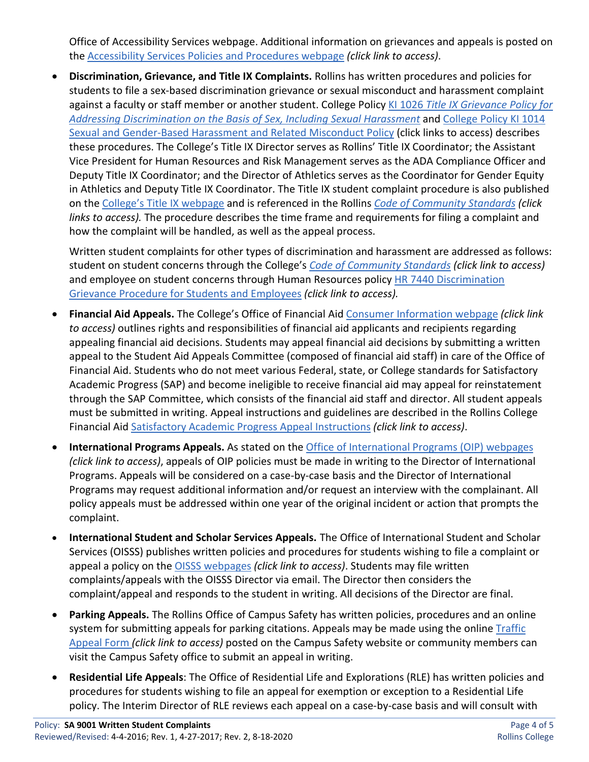Office of Accessibility Services webpage. Additional information on grievances and appeals is posted on the Accessibility Services Policies and Procedures webpage *(click link to access)*.

- **Discrimination, Grievance, and Title IX Complaints.** Rollins has written procedures and policies for students to file a sex-based discrimination grievance or sexual misconduct and harassment complaint against a faculty or staff member or another student. College Policy KI 1026 *Title IX Grievance Policy for Addressing Discrimination on the Basis of Sex, Including Sexual Harassment* and College Policy KI 1014 Sexual and Gender-Based Harassment and Related Misconduct Policy (click links to access) describes these procedures. The College's Title IX Director serves as Rollins' Title IX Coordinator; the Assistant Vice President for Human Resources and Risk Management serves as the ADA Compliance Officer and Deputy Title IX Coordinator; and the Director of Athletics serves as the Coordinator for Gender Equity in Athletics and Deputy Title IX Coordinator. The Title IX student complaint procedure is also published on the College's Title IX webpage and is referenced in the Rollins *Code of Community Standards* *(click links to access).* The procedure describes the time frame and requirements for filing a complaint and how the complaint will be handled, as well as the appeal process.

  Written student complaints for other types of discrimination and harassment are addressed as follows: student on student concerns through the College's *Code of Community Standards* *(click link to access)* and employee on student concerns through Human Resources policy HR 7440 Discrimination Grievance Procedure for Students and Employees *(click link to access).*

- **Financial Aid Appeals.** The College's Office of Financial Aid Consumer Information webpage *(click link to access)* outlines rights and responsibilities of financial aid applicants and recipients regarding appealing financial aid decisions. Students may appeal financial aid decisions by submitting a written appeal to the Student Aid Appeals Committee (composed of financial aid staff) in care of the Office of Financial Aid. Students who do not meet various Federal, state, or College standards for Satisfactory Academic Progress (SAP) and become ineligible to receive financial aid may appeal for reinstatement through the SAP Committee, which consists of the financial aid staff and director. All student appeals must be submitted in writing. Appeal instructions and guidelines are described in the Rollins College Financial Aid Satisfactory Academic Progress Appeal Instructions *(click link to access)*.

- **International Programs Appeals.** As stated on the Office of International Programs (OIP) webpages *(click link to access)*, appeals of OIP policies must be made in writing to the Director of International Programs. Appeals will be considered on a case-by-case basis and the Director of International Programs may request additional information and/or request an interview with the complainant. All policy appeals must be addressed within one year of the original incident or action that prompts the complaint.

- **International Student and Scholar Services Appeals.** The Office of International Student and Scholar Services (OISSS) publishes written policies and procedures for students wishing to file a complaint or appeal a policy on the OISSS webpages *(click link to access)*. Students may file written complaints/appeals with the OISSS Director via email. The Director then considers the complaint/appeal and responds to the student in writing. All decisions of the Director are final.

- **Parking Appeals.** The Rollins Office of Campus Safety has written policies, procedures and an online system for submitting appeals for parking citations. Appeals may be made using the online Traffic Appeal Form *(click link to access)* posted on the Campus Safety website or community members can visit the Campus Safety office to submit an appeal in writing.

- **Residential Life Appeals**: The Office of Residential Life and Explorations (RLE) has written policies and procedures for students wishing to file an appeal for exemption or exception to a Residential Life policy. The Interim Director of RLE reviews each appeal on a case-by-case basis and will consult with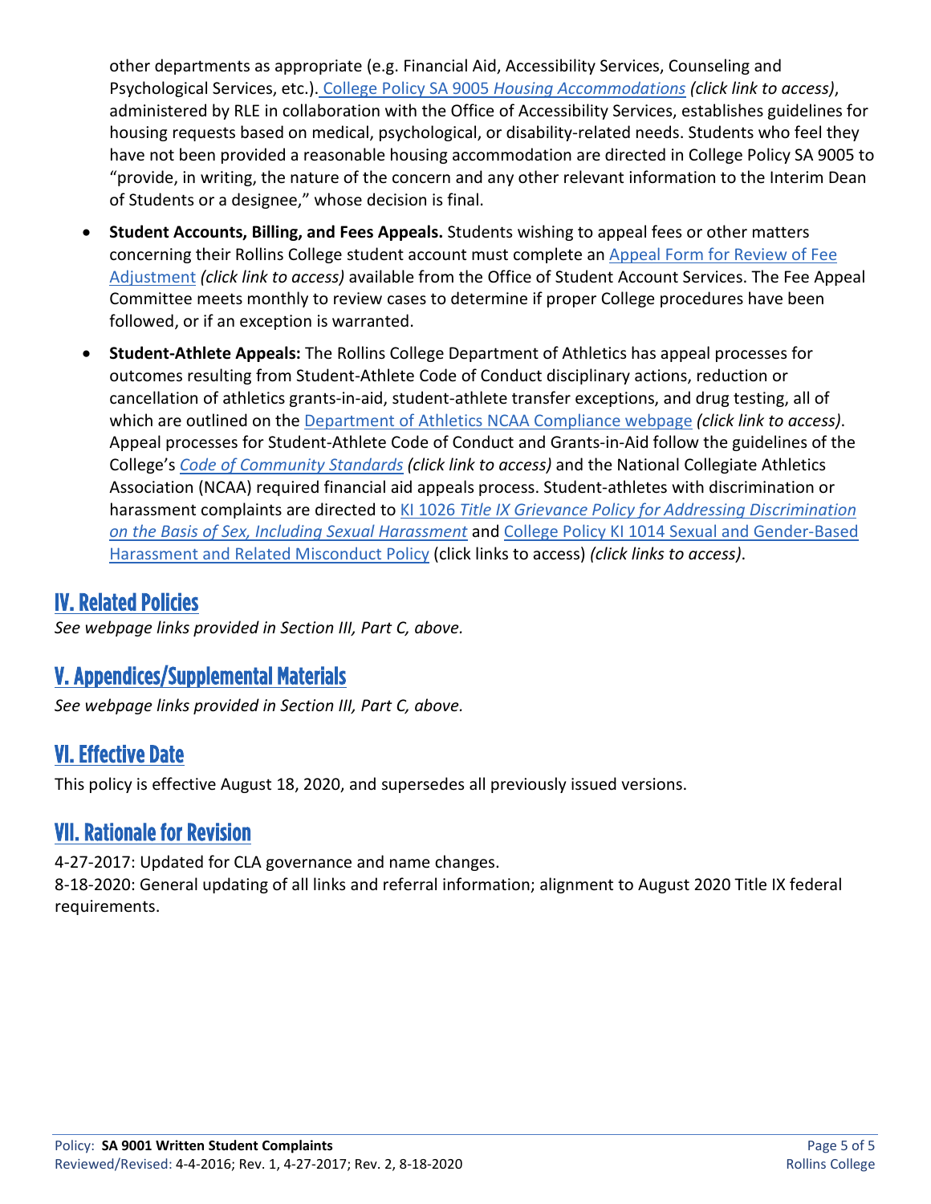other departments as appropriate (e.g. Financial Aid, Accessibility Services, Counseling and Psychological Services, etc.). College Policy SA 9005 *Housing Accommodations* *(click link to access)*, administered by RLE in collaboration with the Office of Accessibility Services, establishes guidelines for housing requests based on medical, psychological, or disability-related needs. Students who feel they have not been provided a reasonable housing accommodation are directed in College Policy SA 9005 to "provide, in writing, the nature of the concern and any other relevant information to the Interim Dean of Students or a designee," whose decision is final.

- **Student Accounts, Billing, and Fees Appeals.** Students wishing to appeal fees or other matters concerning their Rollins College student account must complete an Appeal Form for Review of Fee Adjustment *(click link to access)* available from the Office of Student Account Services. The Fee Appeal Committee meets monthly to review cases to determine if proper College procedures have been followed, or if an exception is warranted.
- **Student-Athlete Appeals:** The Rollins College Department of Athletics has appeal processes for outcomes resulting from Student-Athlete Code of Conduct disciplinary actions, reduction or cancellation of athletics grants-in-aid, student-athlete transfer exceptions, and drug testing, all of which are outlined on the Department of Athletics NCAA Compliance webpage *(click link to access)*. Appeal processes for Student-Athlete Code of Conduct and Grants-in-Aid follow the guidelines of the College's *Code of Community Standards* *(click link to access)* and the National Collegiate Athletics Association (NCAA) required financial aid appeals process. Student-athletes with discrimination or harassment complaints are directed to KI 1026 *Title IX Grievance Policy for Addressing Discrimination on the Basis of Sex, Including Sexual Harassment* and College Policy KI 1014 Sexual and Gender-Based Harassment and Related Misconduct Policy (click links to access) *(click links to access)*.

## IV. Related Policies

*See webpage links provided in Section III, Part C, above.*

## V. Appendices/Supplemental Materials

*See webpage links provided in Section III, Part C, above.*

## VI. Effective Date

This policy is effective August 18, 2020, and supersedes all previously issued versions.

## VII. Rationale for Revision

4-27-2017: Updated for CLA governance and name changes.
8-18-2020: General updating of all links and referral information; alignment to August 2020 Title IX federal requirements.